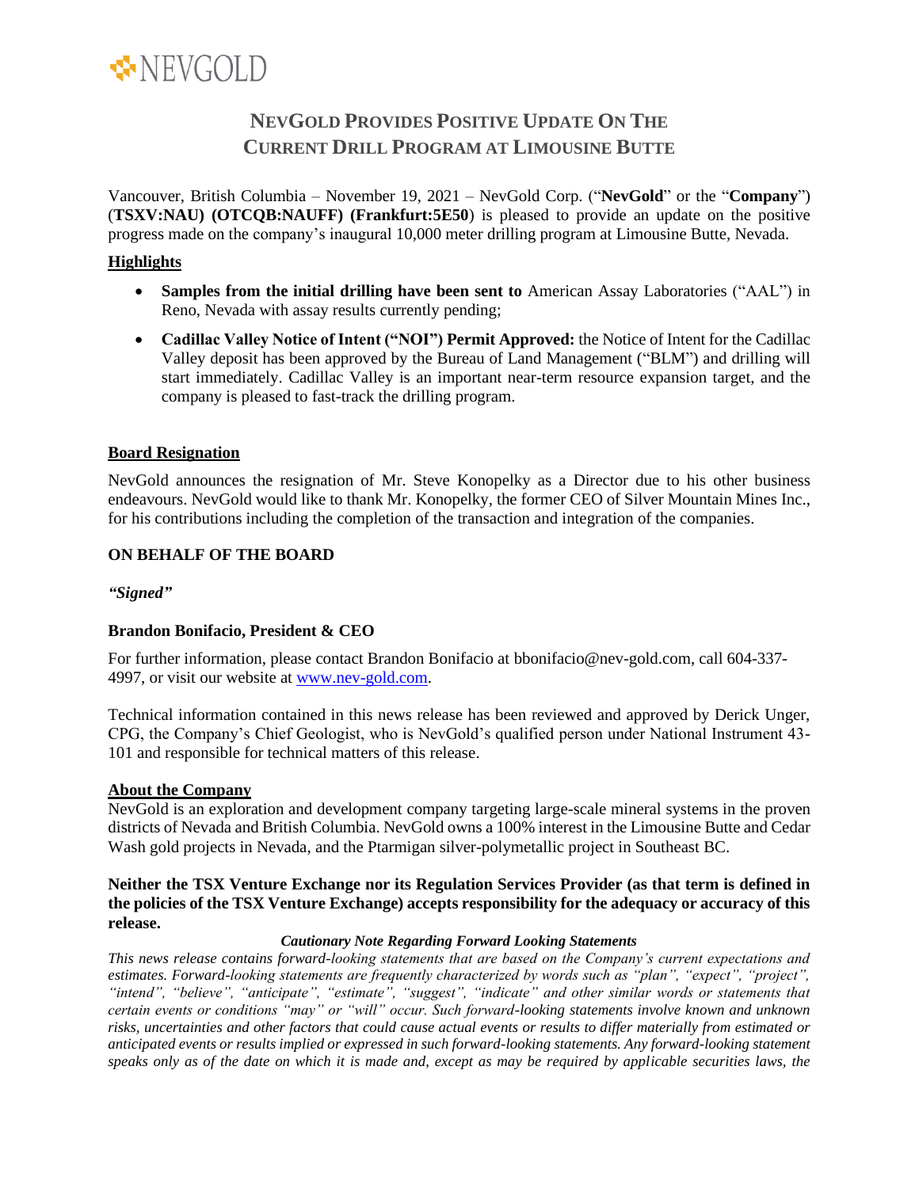NEVGOLD

# NEVGOLD PROVIDES POSITIVE UPDATE ON THE CURRENT DRILL PROGRAM AT LIMOUSINE BUTTE

Vancouver, British Columbia – November 19, 2021 – NevGold Corp. ("**NevGold**" or the "**Company**") (**TSXV:NAU) (OTCQB:NAUFF) (Frankfurt:5E50**) is pleased to provide an update on the positive progress made on the company's inaugural 10,000 meter drilling program at Limousine Butte, Nevada.

## Highlights

- **Samples from the initial drilling have been sent to** American Assay Laboratories ("AAL") in Reno, Nevada with assay results currently pending;
- **Cadillac Valley Notice of Intent ("NOI") Permit Approved:** the Notice of Intent for the Cadillac Valley deposit has been approved by the Bureau of Land Management ("BLM") and drilling will start immediately. Cadillac Valley is an important near-term resource expansion target, and the company is pleased to fast-track the drilling program.

## Board Resignation

NevGold announces the resignation of Mr. Steve Konopelky as a Director due to his other business endeavours. NevGold would like to thank Mr. Konopelky, the former CEO of Silver Mountain Mines Inc., for his contributions including the completion of the transaction and integration of the companies.

**ON BEHALF OF THE BOARD**

***"Signed"***

**Brandon Bonifacio, President & CEO**

For further information, please contact Brandon Bonifacio at bbonifacio@nev-gold.com, call 604-337-4997, or visit our website at www.nev-gold.com.

Technical information contained in this news release has been reviewed and approved by Derick Unger, CPG, the Company's Chief Geologist, who is NevGold's qualified person under National Instrument 43-101 and responsible for technical matters of this release.

## About the Company

NevGold is an exploration and development company targeting large-scale mineral systems in the proven districts of Nevada and British Columbia. NevGold owns a 100% interest in the Limousine Butte and Cedar Wash gold projects in Nevada, and the Ptarmigan silver-polymetallic project in Southeast BC.

**Neither the TSX Venture Exchange nor its Regulation Services Provider (as that term is defined in the policies of the TSX Venture Exchange) accepts responsibility for the adequacy or accuracy of this release.**

***Cautionary Note Regarding Forward Looking Statements***

*This news release contains forward-looking statements that are based on the Company's current expectations and estimates. Forward-looking statements are frequently characterized by words such as "plan", "expect", "project", "intend", "believe", "anticipate", "estimate", "suggest", "indicate" and other similar words or statements that certain events or conditions "may" or "will" occur. Such forward-looking statements involve known and unknown risks, uncertainties and other factors that could cause actual events or results to differ materially from estimated or anticipated events or results implied or expressed in such forward-looking statements. Any forward-looking statement speaks only as of the date on which it is made and, except as may be required by applicable securities laws, the*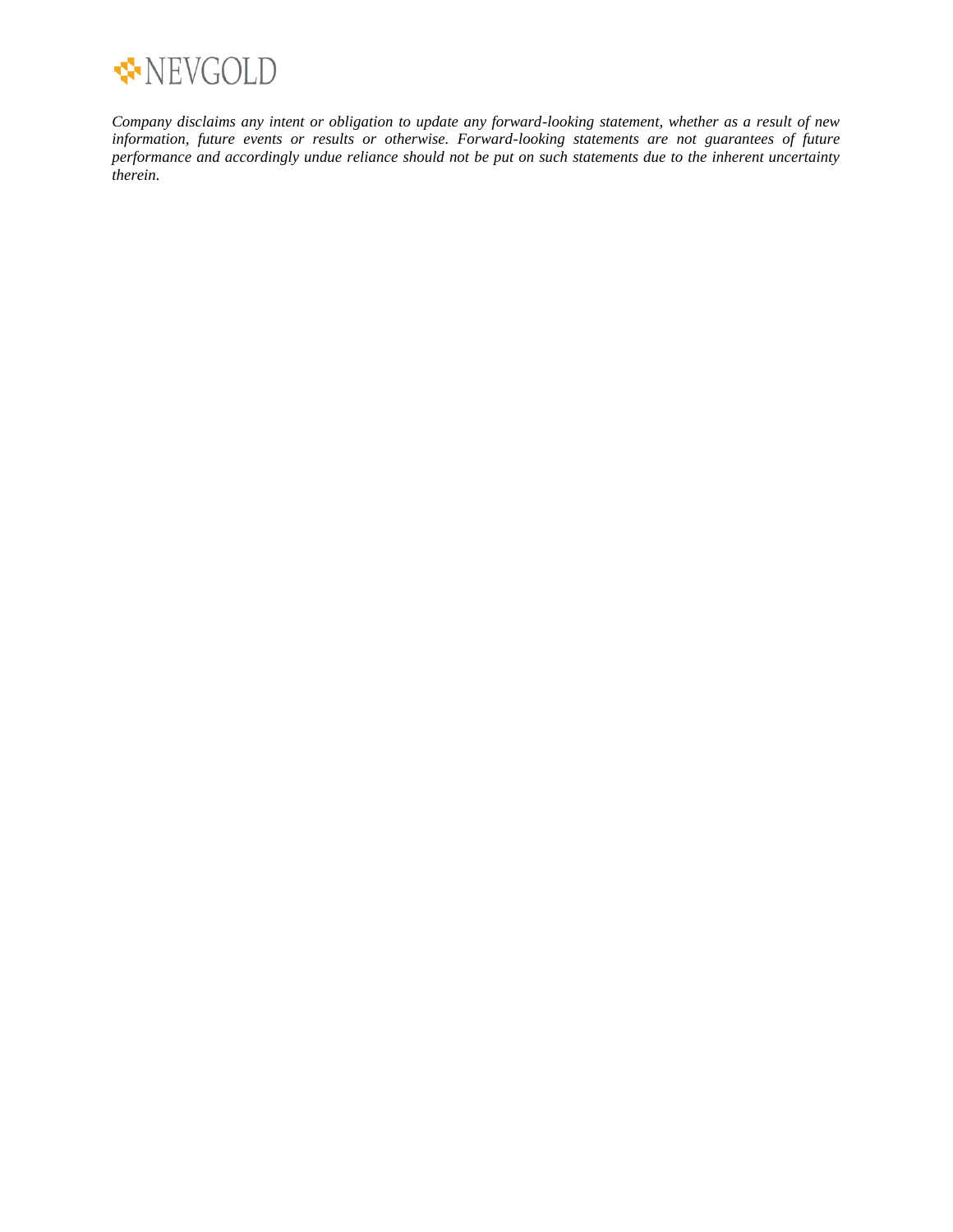*Company disclaims any intent or obligation to update any forward-looking statement, whether as a result of new information, future events or results or otherwise. Forward-looking statements are not guarantees of future performance and accordingly undue reliance should not be put on such statements due to the inherent uncertainty therein.*